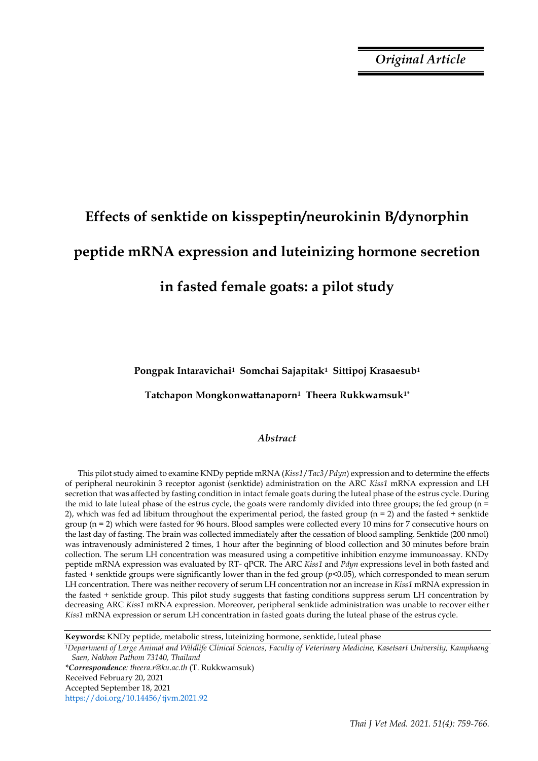*Original Article*

# Effects of senktide on kisspeptin/neurokinin B/dynorphin peptide mRNA expression and luteinizing hormone secretion in fasted female goats: a pilot study

**Pongpak Intaravichai[1] Somchai Sajapitak[1] Sittipoj Krasaesub[1]**

**Tatchapon Mongkonwattanaporn[1] Theera Rukkwamsuk[1*]**

### *Abstract*

This pilot study aimed to examine KNDy peptide mRNA (*Kiss1*/*Tac3*/*Pdyn*) expression and to determine the effects of peripheral neurokinin 3 receptor agonist (senktide) administration on the ARC *Kiss1* mRNA expression and LH secretion that was affected by fasting condition in intact female goats during the luteal phase of the estrus cycle. During the mid to late luteal phase of the estrus cycle, the goats were randomly divided into three groups; the fed group (n = 2), which was fed ad libitum throughout the experimental period, the fasted group (n = 2) and the fasted + senktide group (n = 2) which were fasted for 96 hours. Blood samples were collected every 10 mins for 7 consecutive hours on the last day of fasting. The brain was collected immediately after the cessation of blood sampling. Senktide (200 nmol) was intravenously administered 2 times, 1 hour after the beginning of blood collection and 30 minutes before brain collection. The serum LH concentration was measured using a competitive inhibition enzyme immunoassay. KNDy peptide mRNA expression was evaluated by RT- qPCR. The ARC *Kiss1* and *Pdyn* expressions level in both fasted and fasted + senktide groups were significantly lower than in the fed group ($p$<0.05), which corresponded to mean serum LH concentration. There was neither recovery of serum LH concentration nor an increase in *Kiss1* mRNA expression in the fasted + senktide group. This pilot study suggests that fasting conditions suppress serum LH concentration by decreasing ARC *Kiss1* mRNA expression. Moreover, peripheral senktide administration was unable to recover either *Kiss1* mRNA expression or serum LH concentration in fasted goats during the luteal phase of the estrus cycle.

**Keywords:** KNDy peptide, metabolic stress, luteinizing hormone, senktide, luteal phase

[1]*Department of Large Animal and Wildlife Clinical Sciences, Faculty of Veterinary Medicine, Kasetsart University, Kamphaeng Saen, Nakhon Pathom 73140, Thailand*

***Correspondence**: theera.r@ku.ac.th* (T. Rukkwamsuk)

Received February 20, 2021

Accepted September 18, 2021

https://doi.org/10.14456/tjvm.2021.92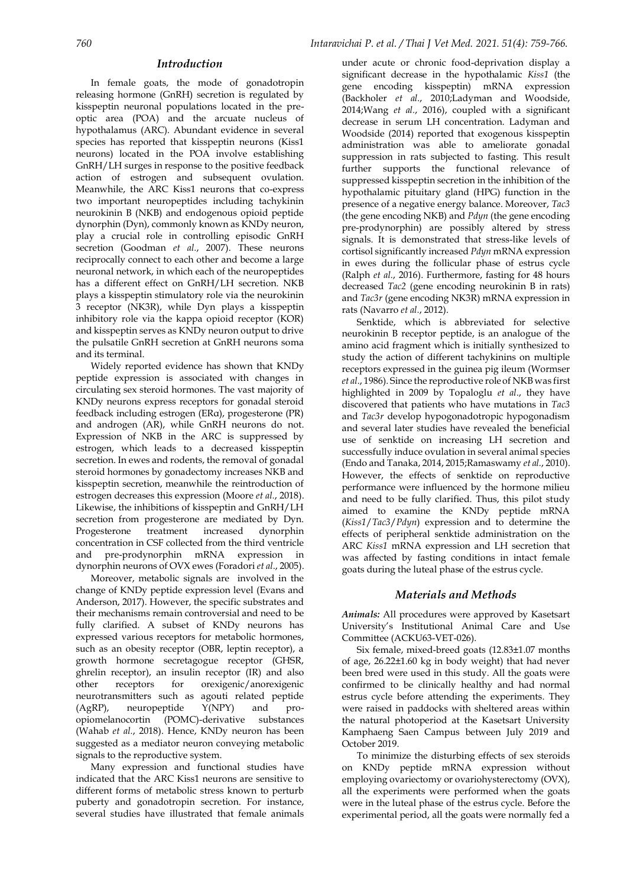## Introduction

In female goats, the mode of gonadotropin releasing hormone (GnRH) secretion is regulated by kisspeptin neuronal populations located in the pre-optic area (POA) and the arcuate nucleus of hypothalamus (ARC). Abundant evidence in several species has reported that kisspeptin neurons (Kiss1 neurons) located in the POA involve establishing GnRH/LH surges in response to the positive feedback action of estrogen and subsequent ovulation. Meanwhile, the ARC Kiss1 neurons that co-express two important neuropeptides including tachykinin neurokinin B (NKB) and endogenous opioid peptide dynorphin (Dyn), commonly known as KNDy neuron, play a crucial role in controlling episodic GnRH secretion (Goodman *et al.*, 2007). These neurons reciprocally connect to each other and become a large neuronal network, in which each of the neuropeptides has a different effect on GnRH/LH secretion. NKB plays a kisspeptin stimulatory role via the neurokinin 3 receptor (NK3R), while Dyn plays a kisspeptin inhibitory role via the kappa opioid receptor (KOR) and kisspeptin serves as KNDy neuron output to drive the pulsatile GnRH secretion at GnRH neurons soma and its terminal.

Widely reported evidence has shown that KNDy peptide expression is associated with changes in circulating sex steroid hormones. The vast majority of KNDy neurons express receptors for gonadal steroid feedback including estrogen (ERα), progesterone (PR) and androgen (AR), while GnRH neurons do not. Expression of NKB in the ARC is suppressed by estrogen, which leads to a decreased kisspeptin secretion. In ewes and rodents, the removal of gonadal steroid hormones by gonadectomy increases NKB and kisspeptin secretion, meanwhile the reintroduction of estrogen decreases this expression (Moore *et al.*, 2018). Likewise, the inhibitions of kisspeptin and GnRH/LH secretion from progesterone are mediated by Dyn. Progesterone treatment increased dynorphin concentration in CSF collected from the third ventricle and pre-prodynorphin mRNA expression in dynorphin neurons of OVX ewes (Foradori *et al*., 2005).

Moreover, metabolic signals are involved in the change of KNDy peptide expression level (Evans and Anderson, 2017). However, the specific substrates and their mechanisms remain controversial and need to be fully clarified. A subset of KNDy neurons has expressed various receptors for metabolic hormones, such as an obesity receptor (OBR, leptin receptor), a growth hormone secretagogue receptor (GHSR, ghrelin receptor), an insulin receptor (IR) and also other receptors for orexigenic/anorexigenic neurotransmitters such as agouti related peptide (AgRP), neuropeptide Y(NPY) and pro-opiomelanocortin (POMC)-derivative substances (Wahab *et al.*, 2018). Hence, KNDy neuron has been suggested as a mediator neuron conveying metabolic signals to the reproductive system.

Many expression and functional studies have indicated that the ARC Kiss1 neurons are sensitive to different forms of metabolic stress known to perturb puberty and gonadotropin secretion. For instance, several studies have illustrated that female animals under acute or chronic food-deprivation display a significant decrease in the hypothalamic *Kiss1* (the gene encoding kisspeptin) mRNA expression (Backholer *et al.*, 2010;Ladyman and Woodside, 2014;Wang *et al.*, 2016), coupled with a significant decrease in serum LH concentration. Ladyman and Woodside (2014) reported that exogenous kisspeptin administration was able to ameliorate gonadal suppression in rats subjected to fasting. This result further supports the functional relevance of suppressed kisspeptin secretion in the inhibition of the hypothalamic pituitary gland (HPG) function in the presence of a negative energy balance. Moreover, *Tac3* (the gene encoding NKB) and *Pdyn* (the gene encoding pre-prodynorphin) are possibly altered by stress signals. It is demonstrated that stress-like levels of cortisol significantly increased *Pdyn* mRNA expression in ewes during the follicular phase of estrus cycle (Ralph *et al.*, 2016). Furthermore, fasting for 48 hours decreased *Tac2* (gene encoding neurokinin B in rats) and *Tac3r* (gene encoding NK3R) mRNA expression in rats (Navarro *et al.*, 2012).

Senktide, which is abbreviated for selective neurokinin B receptor peptide, is an analogue of the amino acid fragment which is initially synthesized to study the action of different tachykinins on multiple receptors expressed in the guinea pig ileum (Wormser *et al.*, 1986). Since the reproductive role of NKB was first highlighted in 2009 by Topaloglu *et al*., they have discovered that patients who have mutations in *Tac3* and *Tac3r* develop hypogonadotropic hypogonadism and several later studies have revealed the beneficial use of senktide on increasing LH secretion and successfully induce ovulation in several animal species (Endo and Tanaka, 2014, 2015;Ramaswamy *et al.*, 2010). However, the effects of senktide on reproductive performance were influenced by the hormone milieu and need to be fully clarified. Thus, this pilot study aimed to examine the KNDy peptide mRNA (*Kiss1*/*Tac3*/*Pdyn*) expression and to determine the effects of peripheral senktide administration on the ARC *Kiss1* mRNA expression and LH secretion that was affected by fasting conditions in intact female goats during the luteal phase of the estrus cycle.

## Materials and Methods

***Animals:*** All procedures were approved by Kasetsart University's Institutional Animal Care and Use Committee (ACKU63-VET-026).

Six female, mixed-breed goats (12.83±1.07 months of age, 26.22±1.60 kg in body weight) that had never been bred were used in this study. All the goats were confirmed to be clinically healthy and had normal estrus cycle before attending the experiments. They were raised in paddocks with sheltered areas within the natural photoperiod at the Kasetsart University Kamphaeng Saen Campus between July 2019 and October 2019.

To minimize the disturbing effects of sex steroids on KNDy peptide mRNA expression without employing ovariectomy or ovariohysterectomy (OVX), all the experiments were performed when the goats were in the luteal phase of the estrus cycle. Before the experimental period, all the goats were normally fed a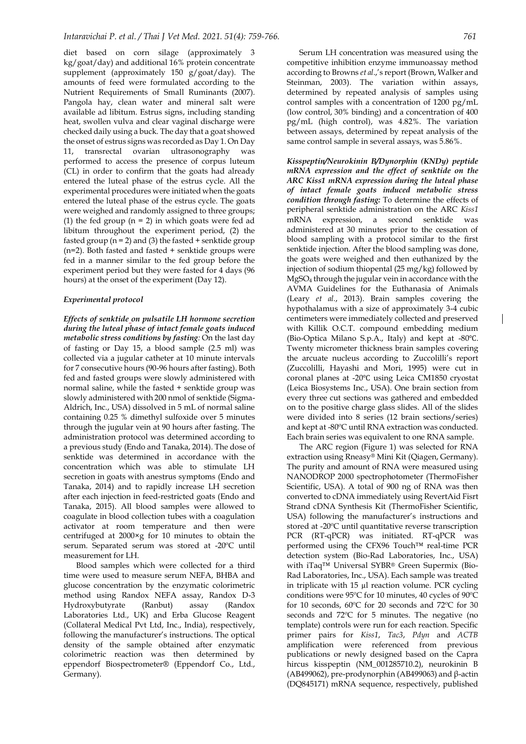diet based on corn silage (approximately 3 kg/goat/day) and additional 16% protein concentrate supplement (approximately 150 g/goat/day). The amounts of feed were formulated according to the Nutrient Requirements of Small Ruminants (2007). Pangola hay, clean water and mineral salt were available ad libitum. Estrus signs, including standing heat, swollen vulva and clear vaginal discharge were checked daily using a buck. The day that a goat showed the onset of estrus signs was recorded as Day 1. On Day 11, transrectal ovarian ultrasonography was performed to access the presence of corpus luteum (CL) in order to confirm that the goats had already entered the luteal phase of the estrus cycle. All the experimental procedures were initiated when the goats entered the luteal phase of the estrus cycle. The goats were weighed and randomly assigned to three groups; (1) the fed group (n = 2) in which goats were fed ad libitum throughout the experiment period, (2) the fasted group (n = 2) and (3) the fasted + senktide group (n=2). Both fasted and fasted + senktide groups were fed in a manner similar to the fed group before the experiment period but they were fasted for 4 days (96 hours) at the onset of the experiment (Day 12).

### Experimental protocol

***Effects of senktide on pulsatile LH hormone secretion during the luteal phase of intact female goats induced metabolic stress conditions by fasting:*** On the last day of fasting or Day 15, a blood sample (2.5 ml) was collected via a jugular catheter at 10 minute intervals for 7 consecutive hours (90-96 hours after fasting). Both fed and fasted groups were slowly administered with normal saline, while the fasted + senktide group was slowly administered with 200 nmol of senktide (Sigma-Aldrich, Inc., USA) dissolved in 5 mL of normal saline containing 0.25 % dimethyl sulfoxide over 5 minutes through the jugular vein at 90 hours after fasting. The administration protocol was determined according to a previous study (Endo and Tanaka, 2014). The dose of senktide was determined in accordance with the concentration which was able to stimulate LH secretion in goats with anestrus symptoms (Endo and Tanaka, 2014) and to rapidly increase LH secretion after each injection in feed-restricted goats (Endo and Tanaka, 2015). All blood samples were allowed to coagulate in blood collection tubes with a coagulation activator at room temperature and then were centrifuged at 2000×g for 10 minutes to obtain the serum. Separated serum was stored at -20ºC until measurement for LH.

Blood samples which were collected for a third time were used to measure serum NEFA, BHBA and glucose concentration by the enzymatic colorimetric method using Randox NEFA assay, Randox D-3 Hydroxybutyrate (Ranbut) assay (Randox Laboratories Ltd., UK) and Erba Glucose Reagent (Collateral Medical Pvt Ltd, Inc., India), respectively, following the manufacturer's instructions. The optical density of the sample obtained after enzymatic colorimetric reaction was then determined by eppendorf Biospectrometer® (Eppendorf Co., Ltd., Germany).

Serum LH concentration was measured using the competitive inhibition enzyme immunoassay method according to Browns *et al*.,'s report (Brown, Walker and Steinman, 2003). The variation within assays, determined by repeated analysis of samples using control samples with a concentration of 1200 pg/mL (low control, 30% binding) and a concentration of 400 pg/mL (high control), was 4.82%. The variation between assays, determined by repeat analysis of the same control sample in several assays, was 5.86%.

***Kisspeptin/Neurokinin B/Dynorphin (KNDy) peptide mRNA expression and the effect of senktide on the ARC Kiss1 mRNA expression during the luteal phase of intact female goats induced metabolic stress condition through fasting:*** To determine the effects of peripheral senktide administration on the ARC *Kiss1* mRNA expression, a second senktide was administered at 30 minutes prior to the cessation of blood sampling with a protocol similar to the first senktide injection. After the blood sampling was done, the goats were weighed and then euthanized by the injection of sodium thiopental (25 mg/kg) followed by $MgSO_4$ through the jugular vein in accordance with the AVMA Guidelines for the Euthanasia of Animals (Leary *et al*., 2013). Brain samples covering the hypothalamus with a size of approximately 3-4 cubic centimeters were immediately collected and preserved with Killik O.C.T. compound embedding medium (Bio-Optica Milano S.p.A., Italy) and kept at -80℃. Twenty micrometer thickness brain samples covering the arcuate nucleus according to Zuccolilli's report (Zuccolilli, Hayashi and Mori, 1995) were cut in coronal planes at -20℃ using Leica CM1850 cryostat (Leica Biosystems Inc., USA). One brain section from every three cut sections was gathered and embedded on to the positive charge glass slides. All of the slides were divided into 8 series (12 brain sections/series) and kept at -80ºC until RNA extraction was conducted. Each brain series was equivalent to one RNA sample.

The ARC region (Figure 1) was selected for RNA extraction using Rneasy® Mini Kit (Qiagen, Germany). The purity and amount of RNA were measured using NANODROP 2000 spectrophotometer (ThermoFisher Scientific, USA). A total of 900 ng of RNA was then converted to cDNA immediately using RevertAid Fisrt Strand cDNA Synthesis Kit (ThermoFisher Scientific, USA) following the manufacturer's instructions and stored at -20ºC until quantitative reverse transcription PCR (RT-qPCR) was initiated. RT-qPCR was performed using the CFX96 Touch™ real-time PCR detection system (Bio-Rad Laboratories, Inc., USA) with iTaq™ Universal SYBR® Green Supermix (Bio-Rad Laboratories, Inc., USA). Each sample was treated in triplicate with 15 µl reaction volume. PCR cycling conditions were 95ºC for 10 minutes, 40 cycles of 90ºC for 10 seconds, 60ºC for 20 seconds and 72ºC for 30 seconds and 72ºC for 5 minutes. The negative (no template) controls were run for each reaction. Specific primer pairs for *Kiss1*, *Tac3*, *Pdyn* and *ACTB* amplification were referenced from previous publications or newly designed based on the Capra hircus kisspeptin (NM_001285710.2), neurokinin B (AB499062), pre-prodynorphin (AB499063) and β-actin (DQ845171) mRNA sequence, respectively, published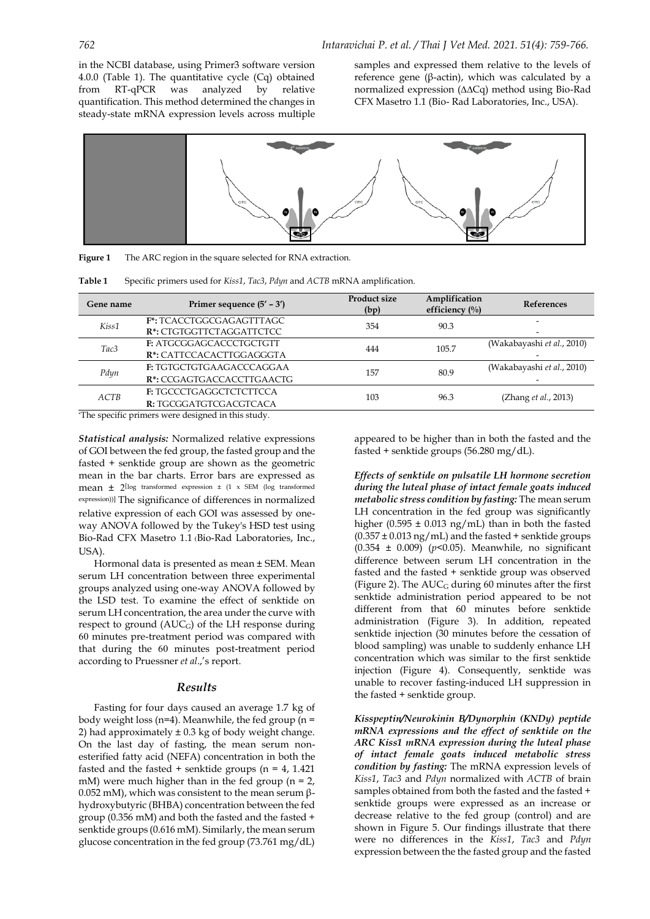in the NCBI database, using Primer3 software version 4.0.0 (Table 1). The quantitative cycle (Cq) obtained from RT-qPCR was analyzed by relative quantification. This method determined the changes in steady-state mRNA expression levels across multiple samples and expressed them relative to the levels of reference gene (β-actin), which was calculated by a normalized expression (ΔΔCq) method using Bio-Rad CFX Masetro 1.1 (Bio- Rad Laboratories, Inc., USA).

**Figure 1** The ARC region in the square selected for RNA extraction.

**Table 1** Specific primers used for *Kiss1*, *Tac3*, *Pdyn* and *ACTB* mRNA amplification.

| Gene name | Primer sequence (5' – 3') | Product size (bp) | Amplification efficiency (%) | References |
|---|---|---|---|---|
| *Kiss1* | **F\*:** TCACCTGGCGAGAGTTTAGC<br>**R\*:** CTGTGGTTCTAGGATTCTCC | 354 | 90.3 | -<br>- |
| *Tac3* | **F:** ATGCGGAGCACCCTGCTGTT<br>**R\*:** CATTCCACACTTGGAGGGTA | 444 | 105.7 | (Wakabayashi *et al.*, 2010)<br>- |
| *Pdyn* | **F:** TGTGCTGTGAAGACCCAGGAA<br>**R\*:** CCGAGTGACCACCTTGAACTG | 157 | 80.9 | (Wakabayashi *et al.*, 2010)<br>- |
| *ACTB* | **F:** TGCCCTGAGGCTCTCTTCCA<br>**R:** TGCGGATGTCGACGTCACA | 103 | 96.3 | (Zhang *et al.*, 2013) |

*The specific primers were designed in this study.

***Statistical analysis:*** Normalized relative expressions of GOI between the fed group, the fasted group and the fasted + senktide group are shown as the geometric mean in the bar charts. Error bars are expressed as mean ± $2^{[\text{log transformed expression} \pm (1 \times \text{SEM (log transformed expression)})]}$ The significance of differences in normalized relative expression of each GOI was assessed by one-way ANOVA followed by the Tukey's HSD test using Bio-Rad CFX Masetro 1.1 (Bio-Rad Laboratories, Inc., USA).

Hormonal data is presented as mean ± SEM. Mean serum LH concentration between three experimental groups analyzed using one-way ANOVA followed by the LSD test. To examine the effect of senktide on serum LH concentration, the area under the curve with respect to ground ($AUC_G$) of the LH response during 60 minutes pre-treatment period was compared with that during the 60 minutes post-treatment period according to Pruessner *et al*.,'s report.

## *Results*

Fasting for four days caused an average 1.7 kg of body weight loss (n=4). Meanwhile, the fed group (n = 2) had approximately ± 0.3 kg of body weight change. On the last day of fasting, the mean serum non-esterified fatty acid (NEFA) concentration in both the fasted and the fasted + senktide groups (n = 4, 1.421 mM) were much higher than in the fed group (n = 2, 0.052 mM), which was consistent to the mean serum β-hydroxybutyric (BHBA) concentration between the fed group (0.356 mM) and both the fasted and the fasted + senktide groups (0.616 mM). Similarly, the mean serum glucose concentration in the fed group (73.761 mg/dL) appeared to be higher than in both the fasted and the fasted + senktide groups (56.280 mg/dL).

***Effects of senktide on pulsatile LH hormone secretion during the luteal phase of intact female goats induced metabolic stress condition by fasting:*** The mean serum LH concentration in the fed group was significantly higher (0.595 ± 0.013 ng/mL) than in both the fasted (0.357 ± 0.013 ng/mL) and the fasted + senktide groups (0.354 ± 0.009) ($p$<0.05). Meanwhile, no significant difference between serum LH concentration in the fasted and the fasted + senktide group was observed (Figure 2). The $AUC_G$ during 60 minutes after the first senktide administration period appeared to be not different from that 60 minutes before senktide administration (Figure 3). In addition, repeated senktide injection (30 minutes before the cessation of blood sampling) was unable to suddenly enhance LH concentration which was similar to the first senktide injection (Figure 4). Consequently, senktide was unable to recover fasting-induced LH suppression in the fasted + senktide group.

***Kisspeptin/Neurokinin B/Dynorphin (KNDy) peptide mRNA expressions and the effect of senktide on the ARC Kiss1 mRNA expression during the luteal phase of intact female goats induced metabolic stress condition by fasting:*** The mRNA expression levels of *Kiss1*, *Tac3* and *Pdyn* normalized with *ACTB* of brain samples obtained from both the fasted and the fasted + senktide groups were expressed as an increase or decrease relative to the fed group (control) and are shown in Figure 5. Our findings illustrate that there were no differences in the *Kiss1*, *Tac3* and *Pdyn* expression between the the fasted group and the fasted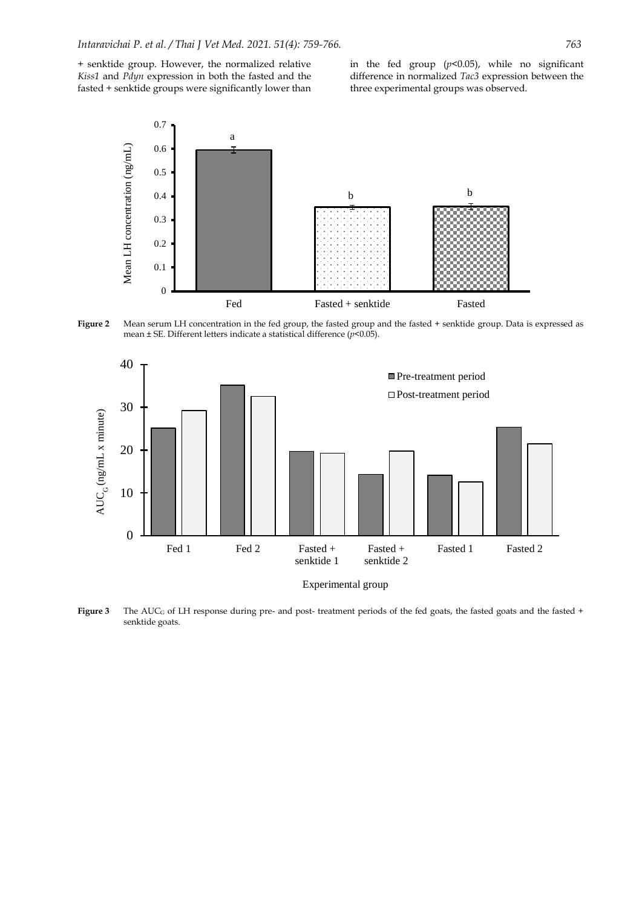+ senktide group. However, the normalized relative *Kiss1* and *Pdyn* expression in both the fasted and the fasted + senktide groups were significantly lower than in the fed group ($p<0.05$), while no significant difference in normalized *Tac3* expression between the three experimental groups was observed.

**Figure 2** Mean serum LH concentration in the fed group, the fasted group and the fasted + senktide group. Data is expressed as mean ± SE. Different letters indicate a statistical difference ($p<0.05$).

**Figure 3** The $AUC_G$ of LH response during pre- and post- treatment periods of the fed goats, the fasted goats and the fasted + senktide goats.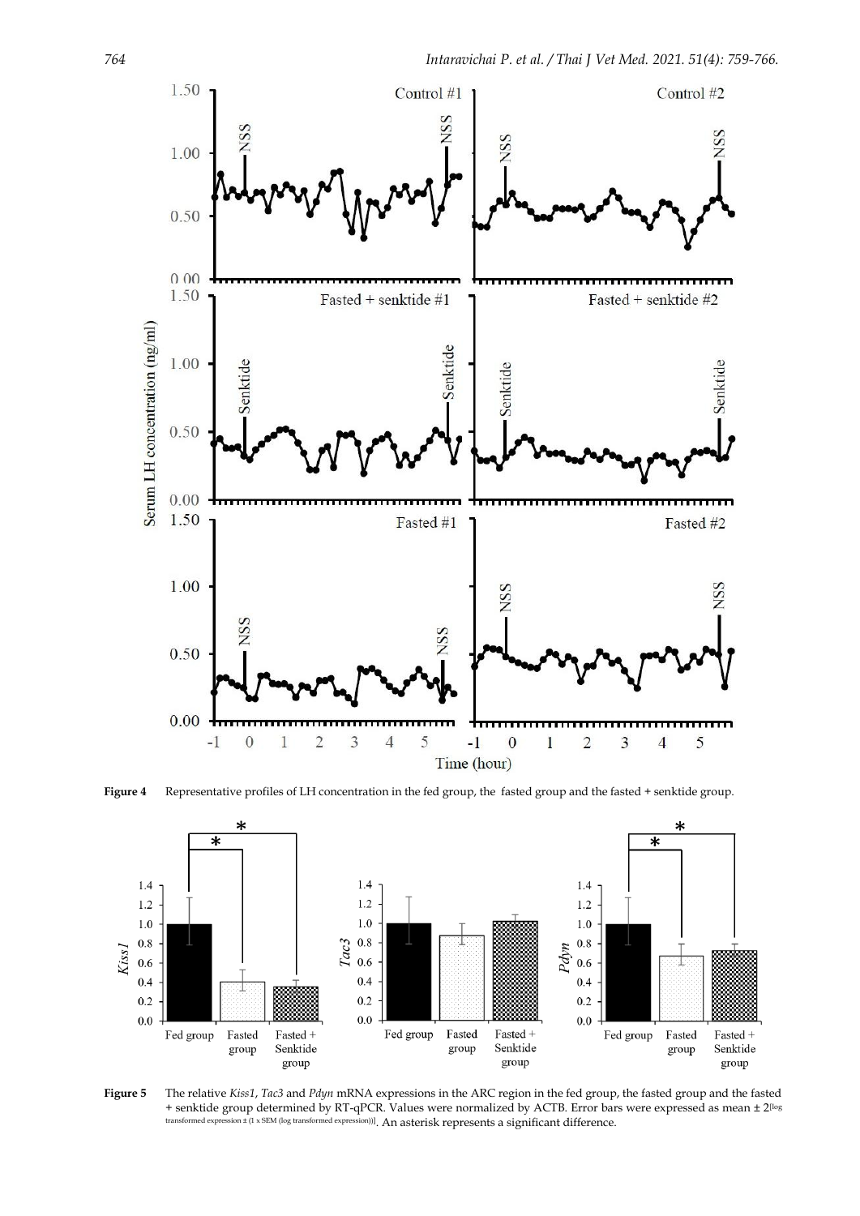**Figure 4** Representative profiles of LH concentration in the fed group, the fasted group and the fasted + senktide group.

**Figure 5** The relative *Kiss1*, *Tac3* and *Pdyn* mRNA expressions in the ARC region in the fed group, the fasted group and the fasted + senktide group determined by RT-qPCR. Values were normalized by ACTB. Error bars were expressed as mean ± $2^{[\text{log transformed expression} \pm (1 \times \text{SEM (log transformed expression)})]}$. An asterisk represents a significant difference.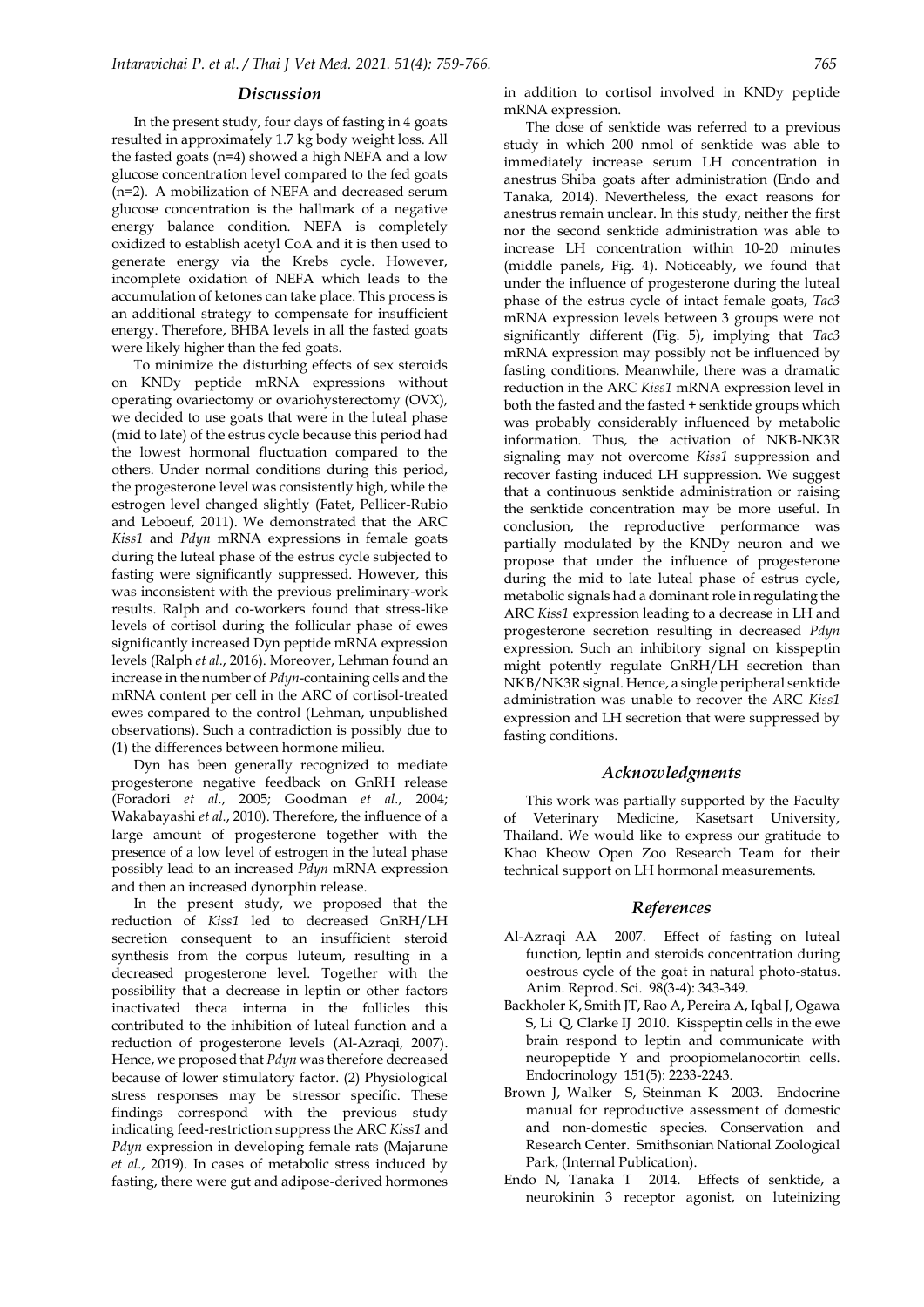## Discussion

In the present study, four days of fasting in 4 goats resulted in approximately 1.7 kg body weight loss. All the fasted goats (n=4) showed a high NEFA and a low glucose concentration level compared to the fed goats (n=2). A mobilization of NEFA and decreased serum glucose concentration is the hallmark of a negative energy balance condition. NEFA is completely oxidized to establish acetyl CoA and it is then used to generate energy via the Krebs cycle. However, incomplete oxidation of NEFA which leads to the accumulation of ketones can take place. This process is an additional strategy to compensate for insufficient energy. Therefore, BHBA levels in all the fasted goats were likely higher than the fed goats.

To minimize the disturbing effects of sex steroids on KNDy peptide mRNA expressions without operating ovariectomy or ovariohysterectomy (OVX), we decided to use goats that were in the luteal phase (mid to late) of the estrus cycle because this period had the lowest hormonal fluctuation compared to the others. Under normal conditions during this period, the progesterone level was consistently high, while the estrogen level changed slightly (Fatet, Pellicer-Rubio and Leboeuf, 2011). We demonstrated that the ARC *Kiss1* and *Pdyn* mRNA expressions in female goats during the luteal phase of the estrus cycle subjected to fasting were significantly suppressed. However, this was inconsistent with the previous preliminary-work results. Ralph and co-workers found that stress-like levels of cortisol during the follicular phase of ewes significantly increased Dyn peptide mRNA expression levels (Ralph *et al*., 2016). Moreover, Lehman found an increase in the number of *Pdyn*-containing cells and the mRNA content per cell in the ARC of cortisol-treated ewes compared to the control (Lehman, unpublished observations). Such a contradiction is possibly due to (1) the differences between hormone milieu.

Dyn has been generally recognized to mediate progesterone negative feedback on GnRH release (Foradori *et al*., 2005; Goodman *et al*., 2004; Wakabayashi *et al*., 2010). Therefore, the influence of a large amount of progesterone together with the presence of a low level of estrogen in the luteal phase possibly lead to an increased *Pdyn* mRNA expression and then an increased dynorphin release.

In the present study, we proposed that the reduction of *Kiss1* led to decreased GnRH/LH secretion consequent to an insufficient steroid synthesis from the corpus luteum, resulting in a decreased progesterone level. Together with the possibility that a decrease in leptin or other factors inactivated theca interna in the follicles this contributed to the inhibition of luteal function and a reduction of progesterone levels (Al-Azraqi, 2007). Hence, we proposed that *Pdyn* was therefore decreased because of lower stimulatory factor. (2) Physiological stress responses may be stressor specific. These findings correspond with the previous study indicating feed-restriction suppress the ARC *Kiss1* and *Pdyn* expression in developing female rats (Majarune *et al*., 2019). In cases of metabolic stress induced by fasting, there were gut and adipose-derived hormones in addition to cortisol involved in KNDy peptide mRNA expression.

The dose of senktide was referred to a previous study in which 200 nmol of senktide was able to immediately increase serum LH concentration in anestrus Shiba goats after administration (Endo and Tanaka, 2014). Nevertheless, the exact reasons for anestrus remain unclear. In this study, neither the first nor the second senktide administration was able to increase LH concentration within 10-20 minutes (middle panels, Fig. 4). Noticeably, we found that under the influence of progesterone during the luteal phase of the estrus cycle of intact female goats, *Tac3* mRNA expression levels between 3 groups were not significantly different (Fig. 5), implying that *Tac3* mRNA expression may possibly not be influenced by fasting conditions. Meanwhile, there was a dramatic reduction in the ARC *Kiss1* mRNA expression level in both the fasted and the fasted + senktide groups which was probably considerably influenced by metabolic information. Thus, the activation of NKB-NK3R signaling may not overcome *Kiss1* suppression and recover fasting induced LH suppression. We suggest that a continuous senktide administration or raising the senktide concentration may be more useful. In conclusion, the reproductive performance was partially modulated by the KNDy neuron and we propose that under the influence of progesterone during the mid to late luteal phase of estrus cycle, metabolic signals had a dominant role in regulating the ARC *Kiss1* expression leading to a decrease in LH and progesterone secretion resulting in decreased *Pdyn* expression. Such an inhibitory signal on kisspeptin might potently regulate GnRH/LH secretion than NKB/NK3R signal. Hence, a single peripheral senktide administration was unable to recover the ARC *Kiss1* expression and LH secretion that were suppressed by fasting conditions.

## Acknowledgments

This work was partially supported by the Faculty of Veterinary Medicine, Kasetsart University, Thailand. We would like to express our gratitude to Khao Kheow Open Zoo Research Team for their technical support on LH hormonal measurements.

## References

Al-Azraqi AA 2007. Effect of fasting on luteal function, leptin and steroids concentration during oestrous cycle of the goat in natural photo-status. Anim. Reprod. Sci. 98(3-4): 343-349.

Backholer K, Smith JT, Rao A, Pereira A, Iqbal J, Ogawa S, Li Q, Clarke IJ 2010. Kisspeptin cells in the ewe brain respond to leptin and communicate with neuropeptide Y and proopiomelanocortin cells. Endocrinology 151(5): 2233-2243.

Brown J, Walker S, Steinman K 2003. Endocrine manual for reproductive assessment of domestic and non-domestic species. Conservation and Research Center. Smithsonian National Zoological Park, (Internal Publication).

Endo N, Tanaka T 2014. Effects of senktide, a neurokinin 3 receptor agonist, on luteinizing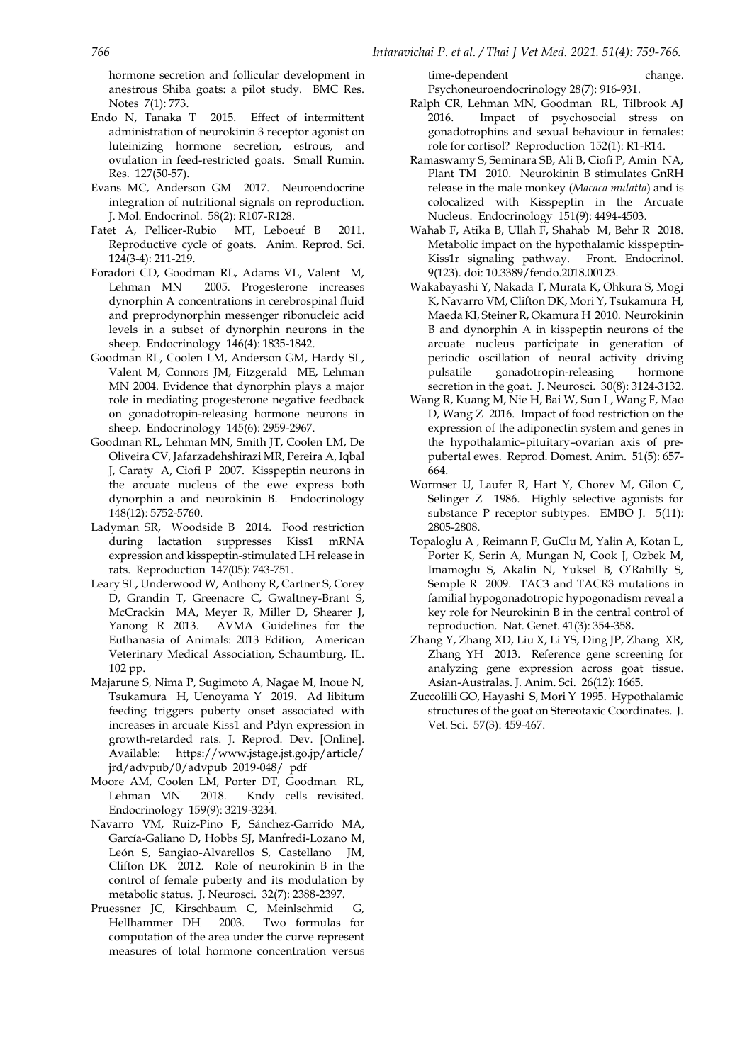hormone secretion and follicular development in anestrous Shiba goats: a pilot study. BMC Res. Notes 7(1): 773.

Endo N, Tanaka T 2015. Effect of intermittent administration of neurokinin 3 receptor agonist on luteinizing hormone secretion, estrous, and ovulation in feed-restricted goats. Small Rumin. Res. 127(50-57).

Evans MC, Anderson GM 2017. Neuroendocrine integration of nutritional signals on reproduction. J. Mol. Endocrinol. 58(2): R107-R128.

Fatet A, Pellicer-Rubio MT, Leboeuf B 2011. Reproductive cycle of goats. Anim. Reprod. Sci. 124(3-4): 211-219.

Foradori CD, Goodman RL, Adams VL, Valent M, Lehman MN 2005. Progesterone increases dynorphin A concentrations in cerebrospinal fluid and preprodynorphin messenger ribonucleic acid levels in a subset of dynorphin neurons in the sheep. Endocrinology 146(4): 1835-1842.

Goodman RL, Coolen LM, Anderson GM, Hardy SL, Valent M, Connors JM, Fitzgerald ME, Lehman MN 2004. Evidence that dynorphin plays a major role in mediating progesterone negative feedback on gonadotropin-releasing hormone neurons in sheep. Endocrinology 145(6): 2959-2967.

Goodman RL, Lehman MN, Smith JT, Coolen LM, De Oliveira CV, Jafarzadehshirazi MR, Pereira A, Iqbal J, Caraty A, Ciofi P 2007. Kisspeptin neurons in the arcuate nucleus of the ewe express both dynorphin a and neurokinin B. Endocrinology 148(12): 5752-5760.

Ladyman SR, Woodside B 2014. Food restriction during lactation suppresses Kiss1 mRNA expression and kisspeptin-stimulated LH release in rats. Reproduction 147(05): 743-751.

Leary SL, Underwood W, Anthony R, Cartner S, Corey D, Grandin T, Greenacre C, Gwaltney-Brant S, McCrackin MA, Meyer R, Miller D, Shearer J, Yanong R 2013. AVMA Guidelines for the Euthanasia of Animals: 2013 Edition, American Veterinary Medical Association, Schaumburg, IL. 102 pp.

Majarune S, Nima P, Sugimoto A, Nagae M, Inoue N, Tsukamura H, Uenoyama Y 2019. Ad libitum feeding triggers puberty onset associated with increases in arcuate Kiss1 and Pdyn expression in growth-retarded rats. J. Reprod. Dev. [Online]. Available: https://www.jstage.jst.go.jp/article/jrd/advpub/0/advpub_2019-048/_pdf

Moore AM, Coolen LM, Porter DT, Goodman RL, Lehman MN 2018. Kndy cells revisited. Endocrinology 159(9): 3219-3234.

Navarro VM, Ruiz-Pino F, Sánchez-Garrido MA, García-Galiano D, Hobbs SJ, Manfredi-Lozano M, León S, Sangiao-Alvarellos S, Castellano JM, Clifton DK 2012. Role of neurokinin B in the control of female puberty and its modulation by metabolic status. J. Neurosci. 32(7): 2388-2397.

Pruessner JC, Kirschbaum C, Meinlschmid G, Hellhammer DH 2003. Two formulas for computation of the area under the curve represent measures of total hormone concentration versus time-dependent change. Psychoneuroendocrinology 28(7): 916-931.

Ralph CR, Lehman MN, Goodman RL, Tilbrook AJ 2016. Impact of psychosocial stress on gonadotrophins and sexual behaviour in females: role for cortisol? Reproduction 152(1): R1-R14.

Ramaswamy S, Seminara SB, Ali B, Ciofi P, Amin NA, Plant TM 2010. Neurokinin B stimulates GnRH release in the male monkey (*Macaca mulatta*) and is colocalized with Kisspeptin in the Arcuate Nucleus. Endocrinology 151(9): 4494-4503.

Wahab F, Atika B, Ullah F, Shahab M, Behr R 2018. Metabolic impact on the hypothalamic kisspeptin-Kiss1r signaling pathway. Front. Endocrinol. 9(123). doi: 10.3389/fendo.2018.00123.

Wakabayashi Y, Nakada T, Murata K, Ohkura S, Mogi K, Navarro VM, Clifton DK, Mori Y, Tsukamura H, Maeda KI, Steiner R, Okamura H 2010. Neurokinin B and dynorphin A in kisspeptin neurons of the arcuate nucleus participate in generation of periodic oscillation of neural activity driving pulsatile gonadotropin-releasing hormone secretion in the goat. J. Neurosci. 30(8): 3124-3132.

Wang R, Kuang M, Nie H, Bai W, Sun L, Wang F, Mao D, Wang Z 2016. Impact of food restriction on the expression of the adiponectin system and genes in the hypothalamic–pituitary–ovarian axis of pre-pubertal ewes. Reprod. Domest. Anim. 51(5): 657-664.

Wormser U, Laufer R, Hart Y, Chorev M, Gilon C, Selinger Z 1986. Highly selective agonists for substance P receptor subtypes. EMBO J. 5(11): 2805-2808.

Topaloglu A , Reimann F, GuClu M, Yalin A, Kotan L, Porter K, Serin A, Mungan N, Cook J, Ozbek M, Imamoglu S, Akalin N, Yuksel B, O'Rahilly S, Semple R 2009. TAC3 and TACR3 mutations in familial hypogonadotropic hypogonadism reveal a key role for Neurokinin B in the central control of reproduction. Nat. Genet. 41(3): 354-358.

Zhang Y, Zhang XD, Liu X, Li YS, Ding JP, Zhang XR, Zhang YH 2013. Reference gene screening for analyzing gene expression across goat tissue. Asian-Australas. J. Anim. Sci. 26(12): 1665.

Zuccolilli GO, Hayashi S, Mori Y 1995. Hypothalamic structures of the goat on Stereotaxic Coordinates. J. Vet. Sci. 57(3): 459-467.